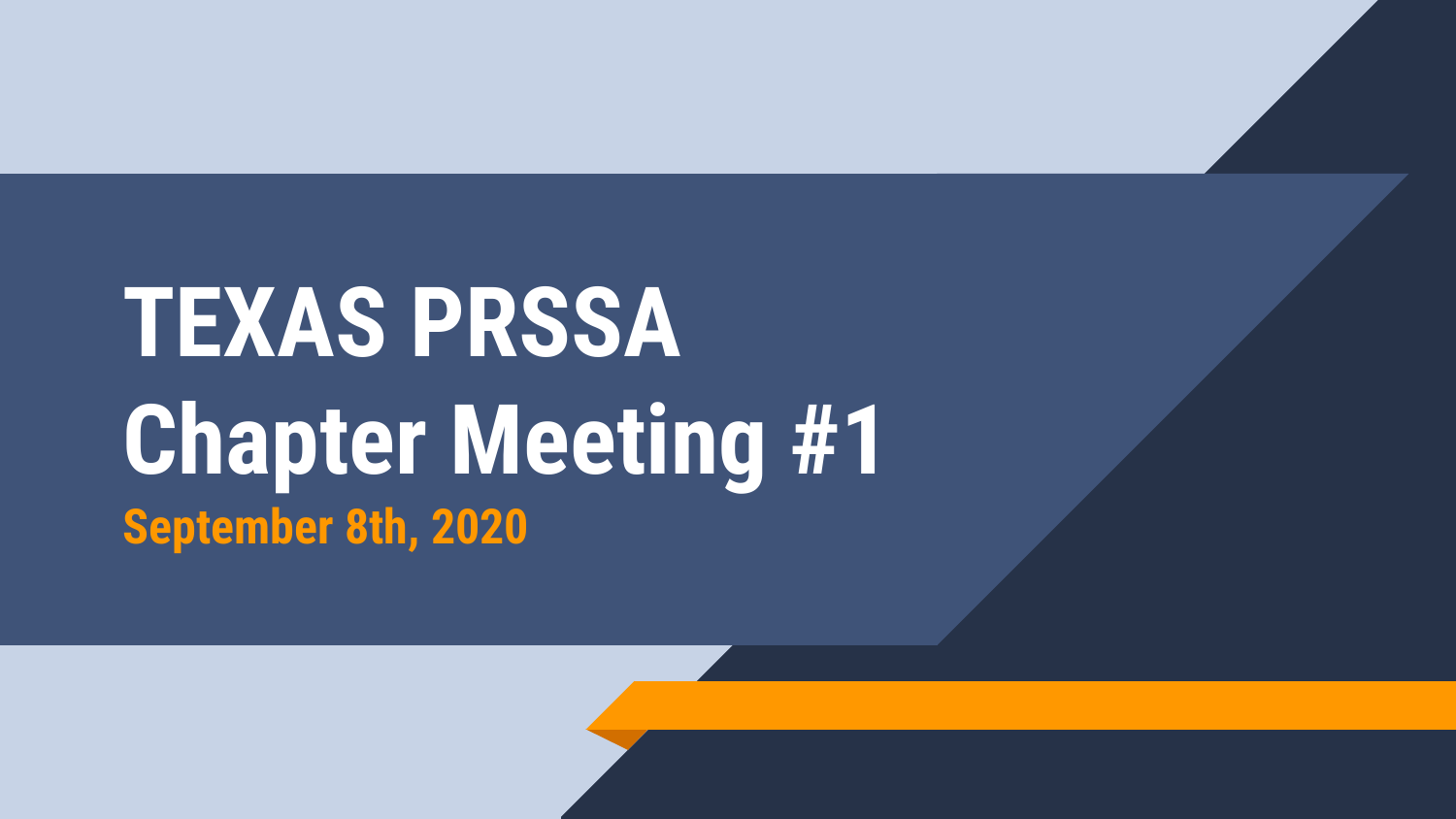# TEXAS PRSSA Chapter Meeting #1

**September 8th, 2020**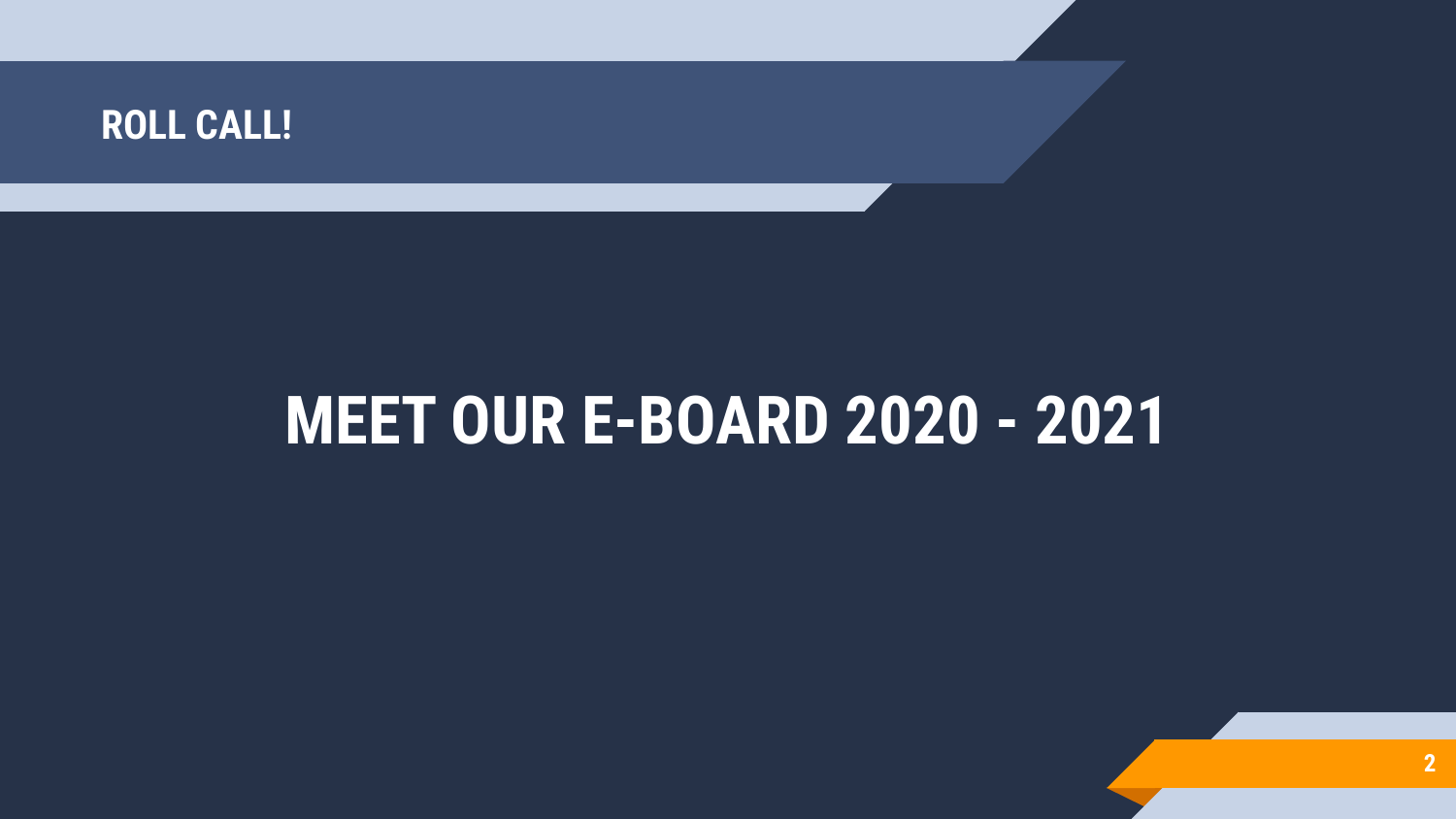## ROLL CALL!

# MEET OUR E-BOARD 2020 - 2021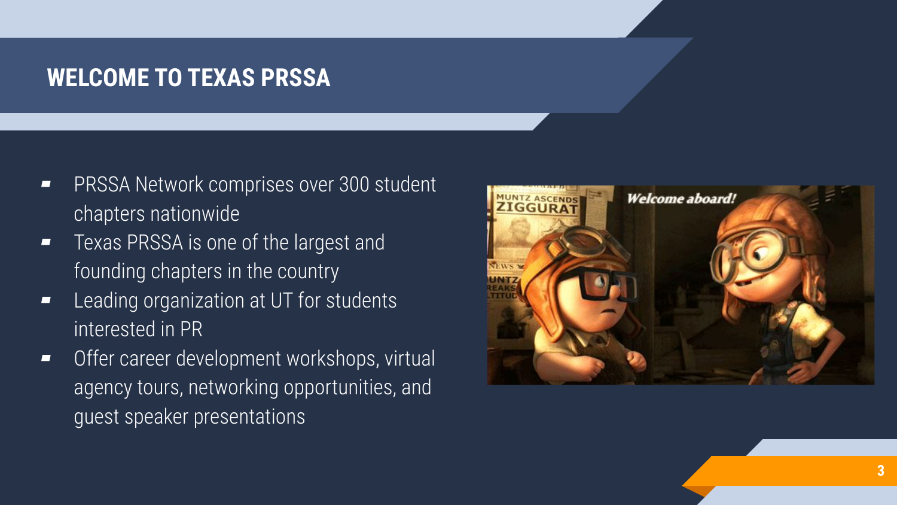# WELCOME TO TEXAS PRSSA

- PRSSA Network comprises over 300 student chapters nationwide
- Texas PRSSA is one of the largest and founding chapters in the country
- Leading organization at UT for students interested in PR
- Offer career development workshops, virtual agency tours, networking opportunities, and guest speaker presentations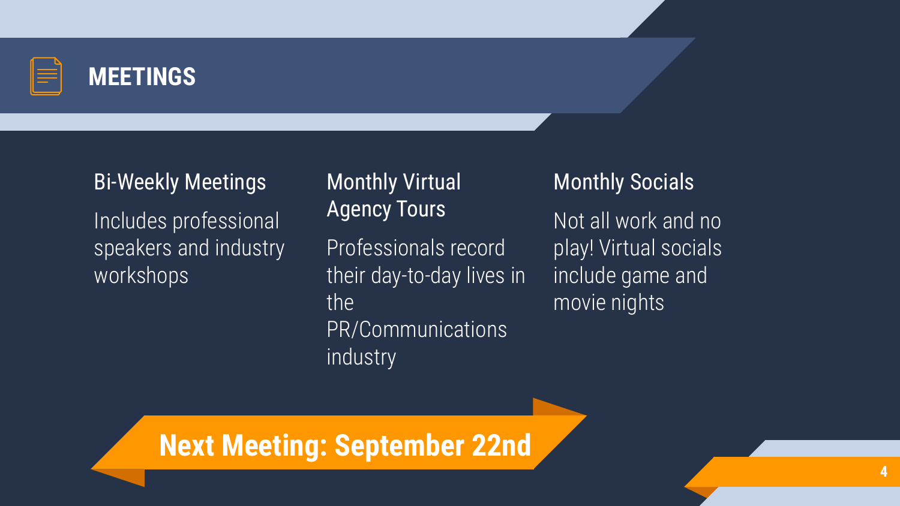# MEETINGS

### Bi-Weekly Meetings

Includes professional speakers and industry workshops

### Monthly Virtual Agency Tours

Professionals record their day-to-day lives in the PR/Communications industry

### Monthly Socials

Not all work and no play! Virtual socials include game and movie nights

**Next Meeting: September 22nd**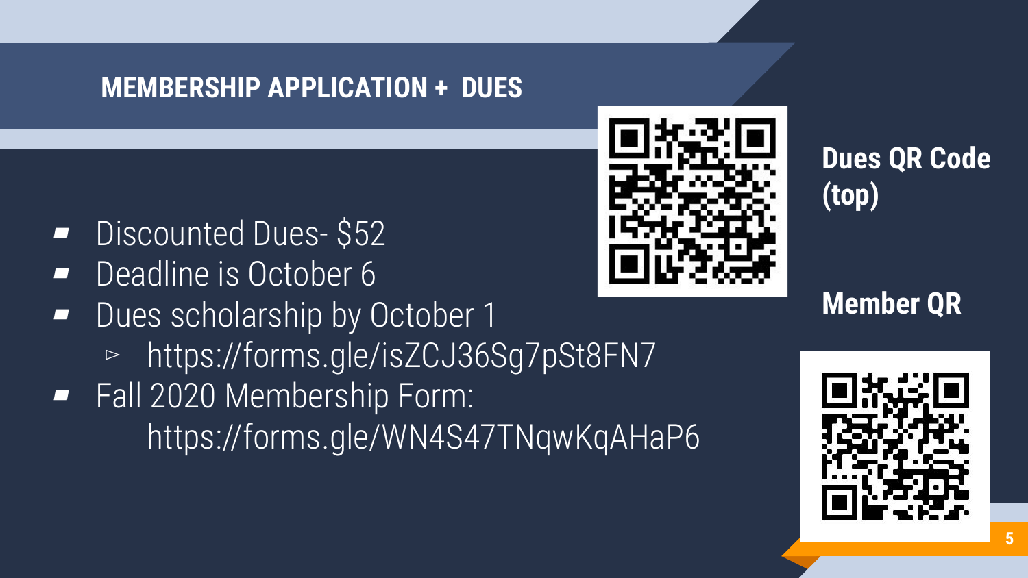## MEMBERSHIP APPLICATION + DUES

- Discounted Dues- $52
- Deadline is October 6
- Dues scholarship by October 1
  - https://forms.gle/isZCJ36Sg7pSt8FN7
- Fall 2020 Membership Form:
  https://forms.gle/WN4S47TNqwKqAHaP6

**Dues QR Code (top)**

**Member QR**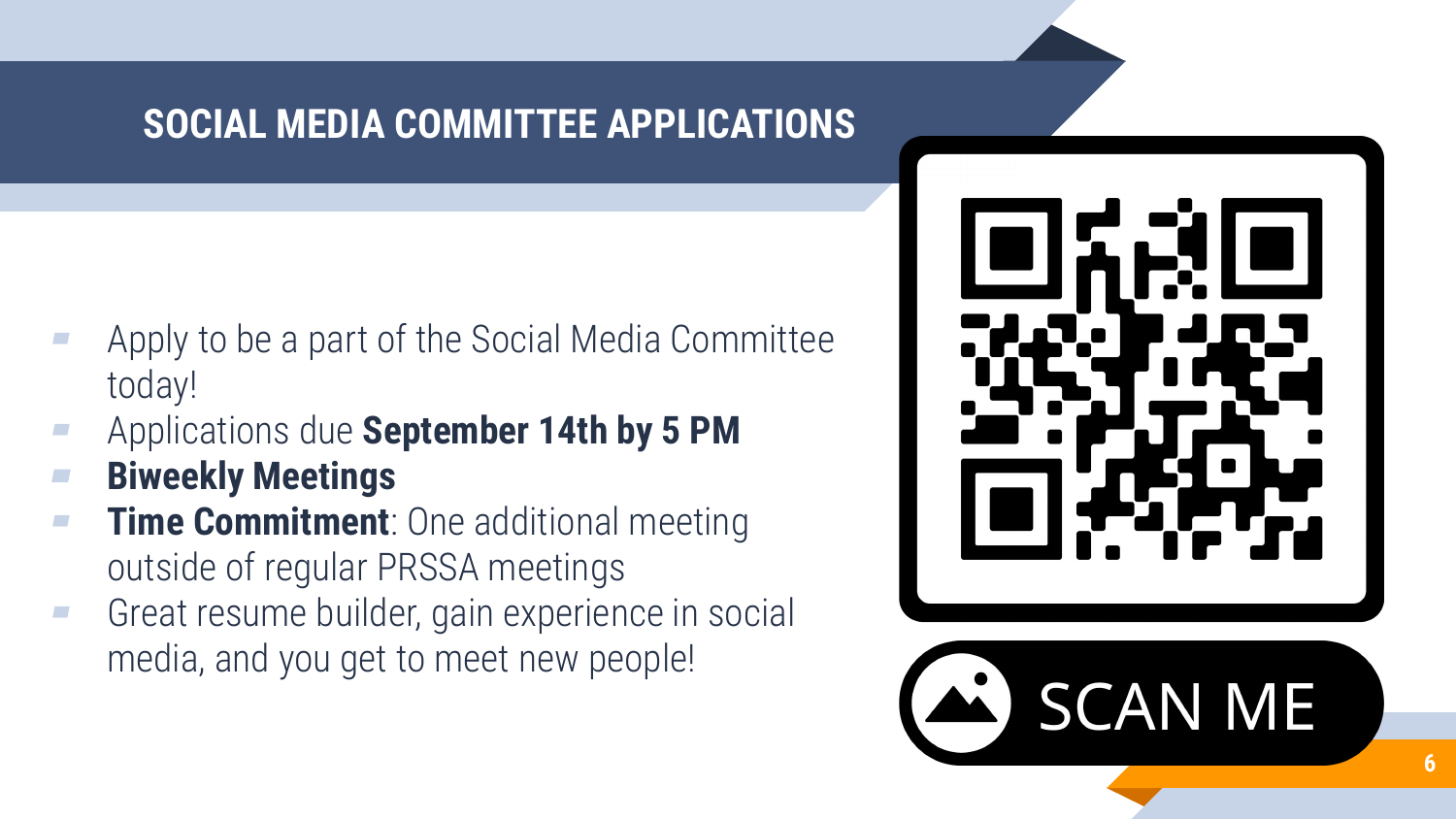## SOCIAL MEDIA COMMITTEE APPLICATIONS

- Apply to be a part of the Social Media Committee today!
- Applications due **September 14th by 5 PM**
- **Biweekly Meetings**
- **Time Commitment**: One additional meeting outside of regular PRSSA meetings
- Great resume builder, gain experience in social media, and you get to meet new people!

SCAN ME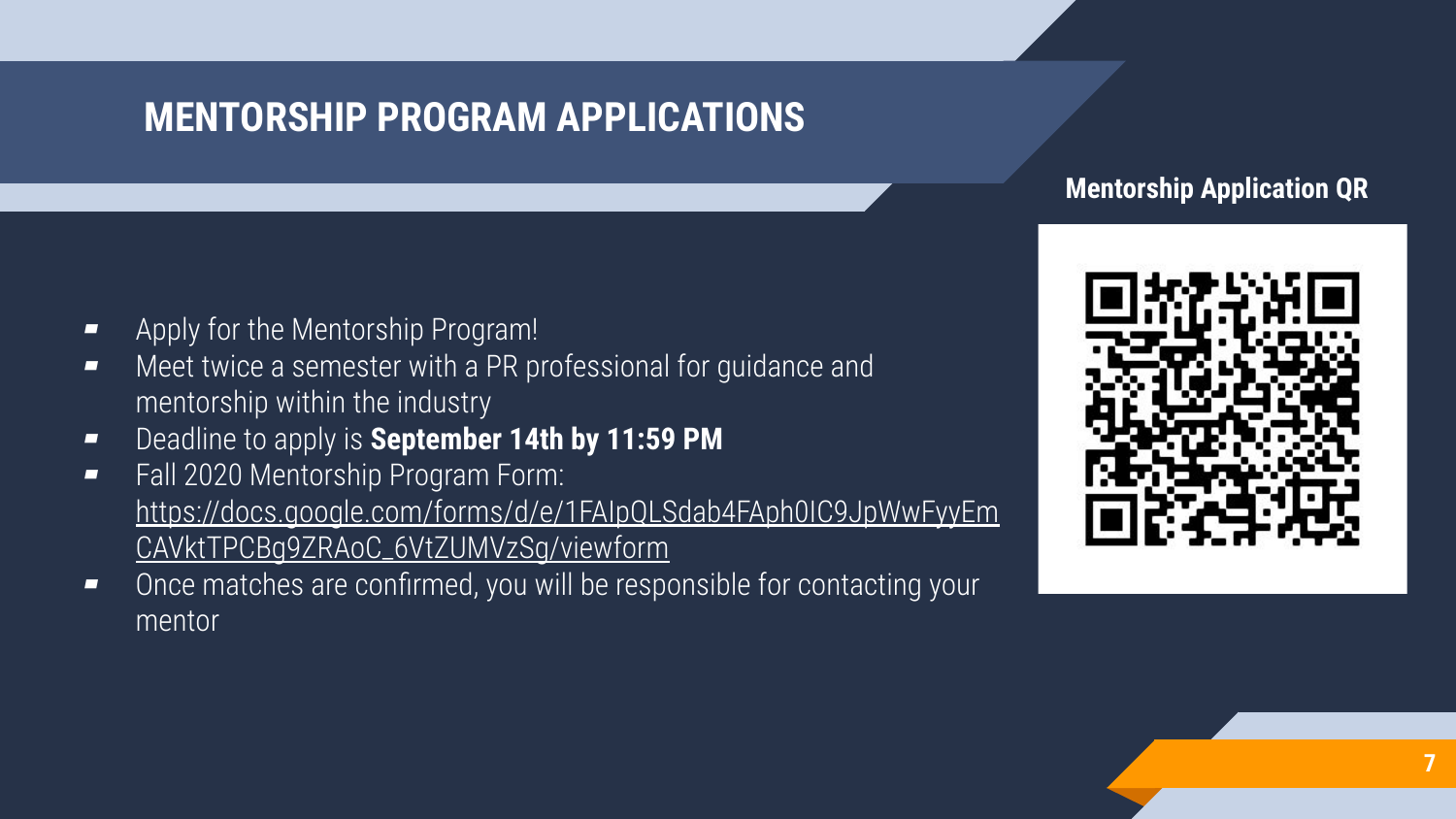# MENTORSHIP PROGRAM APPLICATIONS

- Apply for the Mentorship Program!
- Meet twice a semester with a PR professional for guidance and mentorship within the industry
- Deadline to apply is **September 14th by 11:59 PM**
- Fall 2020 Mentorship Program Form: https://docs.google.com/forms/d/e/1FAIpQLSdab4FAph0IC9JpWwFyyEmCAVktTPCBg9ZRAoC_6VtZUMVzSg/viewform
- Once matches are confirmed, you will be responsible for contacting your mentor

**Mentorship Application QR**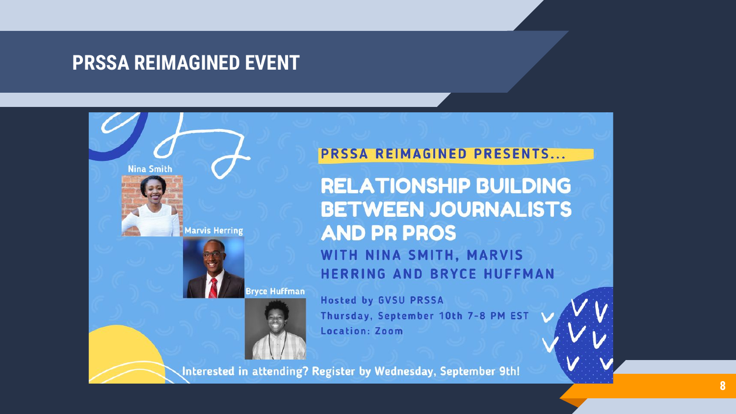# PRSSA REIMAGINED EVENT

Nina Smith

Marvis Herring

Bryce Huffman

PRSSA REIMAGINED PRESENTS...

## RELATIONSHIP BUILDING BETWEEN JOURNALISTS AND PR PROS

### WITH NINA SMITH, MARVIS HERRING AND BRYCE HUFFMAN

Hosted by GVSU PRSSA
Thursday, September 10th 7-8 PM EST
Location: Zoom

Interested in attending? Register by Wednesday, September 9th!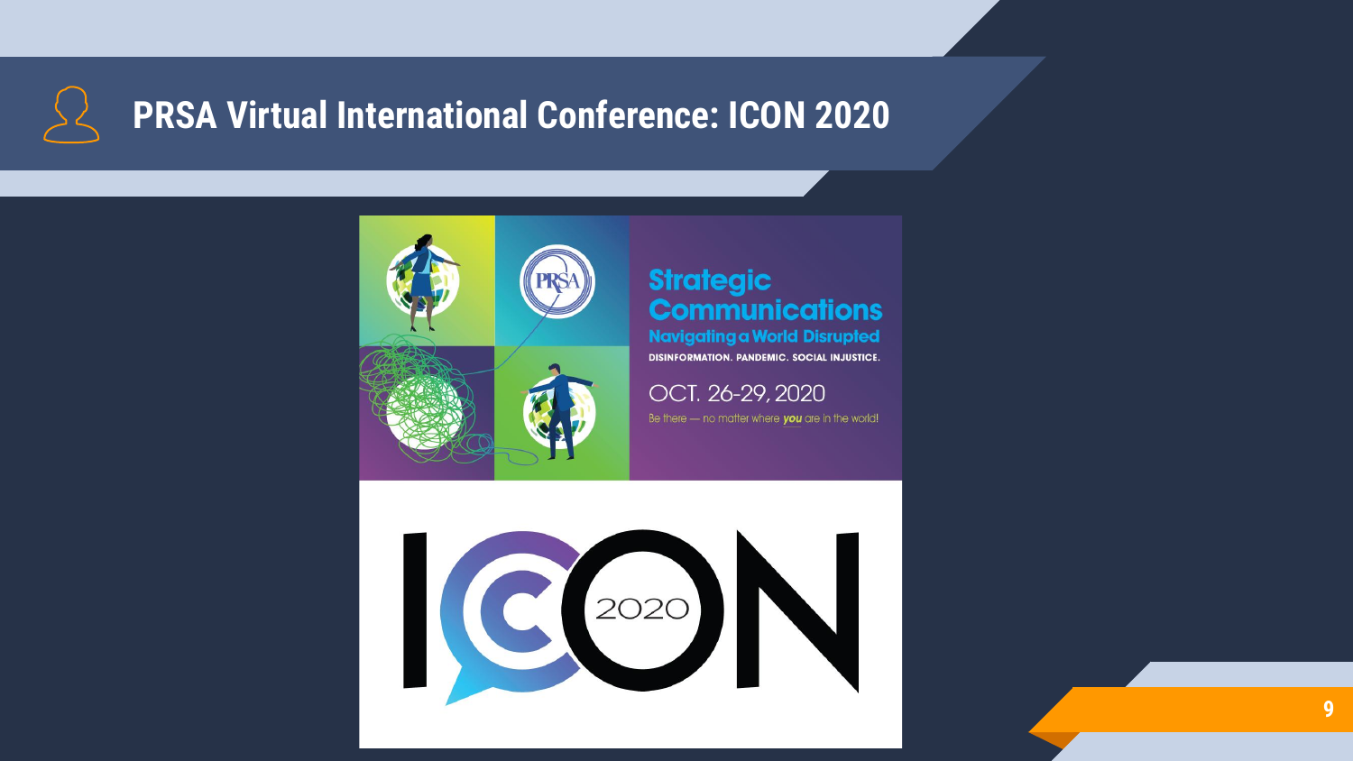# PRSA Virtual International Conference: ICON 2020

**Strategic Communications**

**Navigating a World Disrupted**

DISINFORMATION. PANDEMIC. SOCIAL INJUSTICE.

OCT. 26-29, 2020

Be there — no matter where ***you*** are in the world!

ICON 2020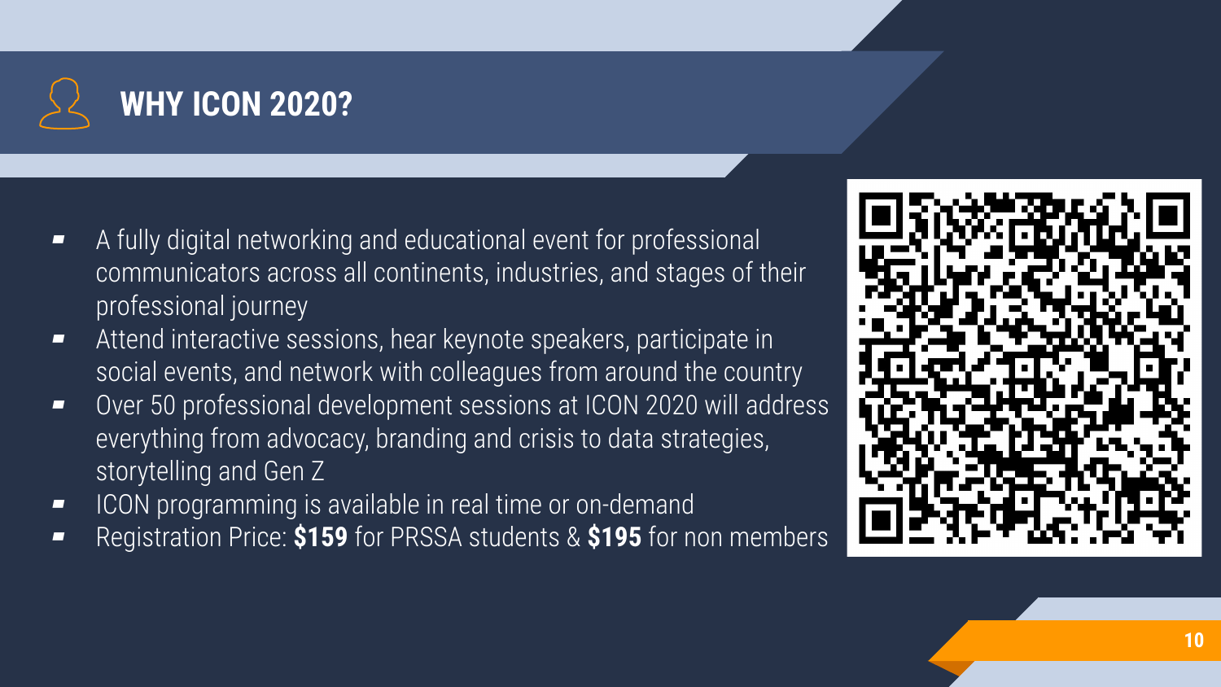# WHY ICON 2020?

- A fully digital networking and educational event for professional communicators across all continents, industries, and stages of their professional journey
- Attend interactive sessions, hear keynote speakers, participate in social events, and network with colleagues from around the country
- Over 50 professional development sessions at ICON 2020 will address everything from advocacy, branding and crisis to data strategies, storytelling and Gen Z
- ICON programming is available in real time or on-demand
- Registration Price: **$159** for PRSSA students & **$195** for non members